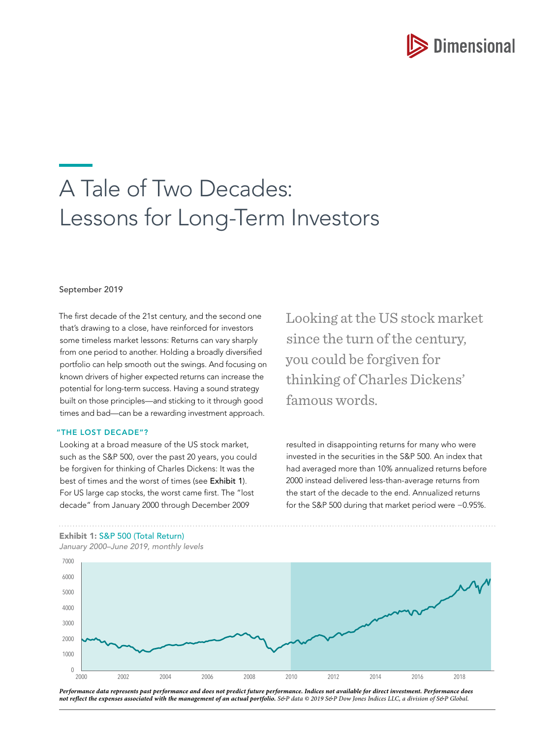Dimensional

# A Tale of Two Decades: Lessons for Long-Term Investors

September 2019

The first decade of the 21st century, and the second one that's drawing to a close, have reinforced for investors some timeless market lessons: Returns can vary sharply from one period to another. Holding a broadly diversified portfolio can help smooth out the swings. And focusing on known drivers of higher expected returns can increase the potential for long-term success. Having a sound strategy built on those principles—and sticking to it through good times and bad—can be a rewarding investment approach.

> Looking at the US stock market since the turn of the century, you could be forgiven for thinking of Charles Dickens' famous words.

## "THE LOST DECADE"?

Looking at a broad measure of the US stock market, such as the S&P 500, over the past 20 years, you could be forgiven for thinking of Charles Dickens: It was the best of times and the worst of times (see **Exhibit 1**). For US large cap stocks, the worst came first. The "lost decade" from January 2000 through December 2009 resulted in disappointing returns for many who were invested in the securities in the S&P 500. An index that had averaged more than 10% annualized returns before 2000 instead delivered less-than-average returns from the start of the decade to the end. Annualized returns for the S&P 500 during that market period were –0.95%.

**Exhibit 1:** S&P 500 (Total Return)

*January 2000–June 2019, monthly levels*

7000
6000
5000
4000
3000
2000
1000
0

2000 2002 2004 2006 2008 2010 2012 2014 2016 2018

***Performance data represents past performance and does not predict future performance. Indices not available for direct investment. Performance does not reflect the expenses associated with the management of an actual portfolio.*** *S&P data © 2019 S&P Dow Jones Indices LLC, a division of S&P Global.*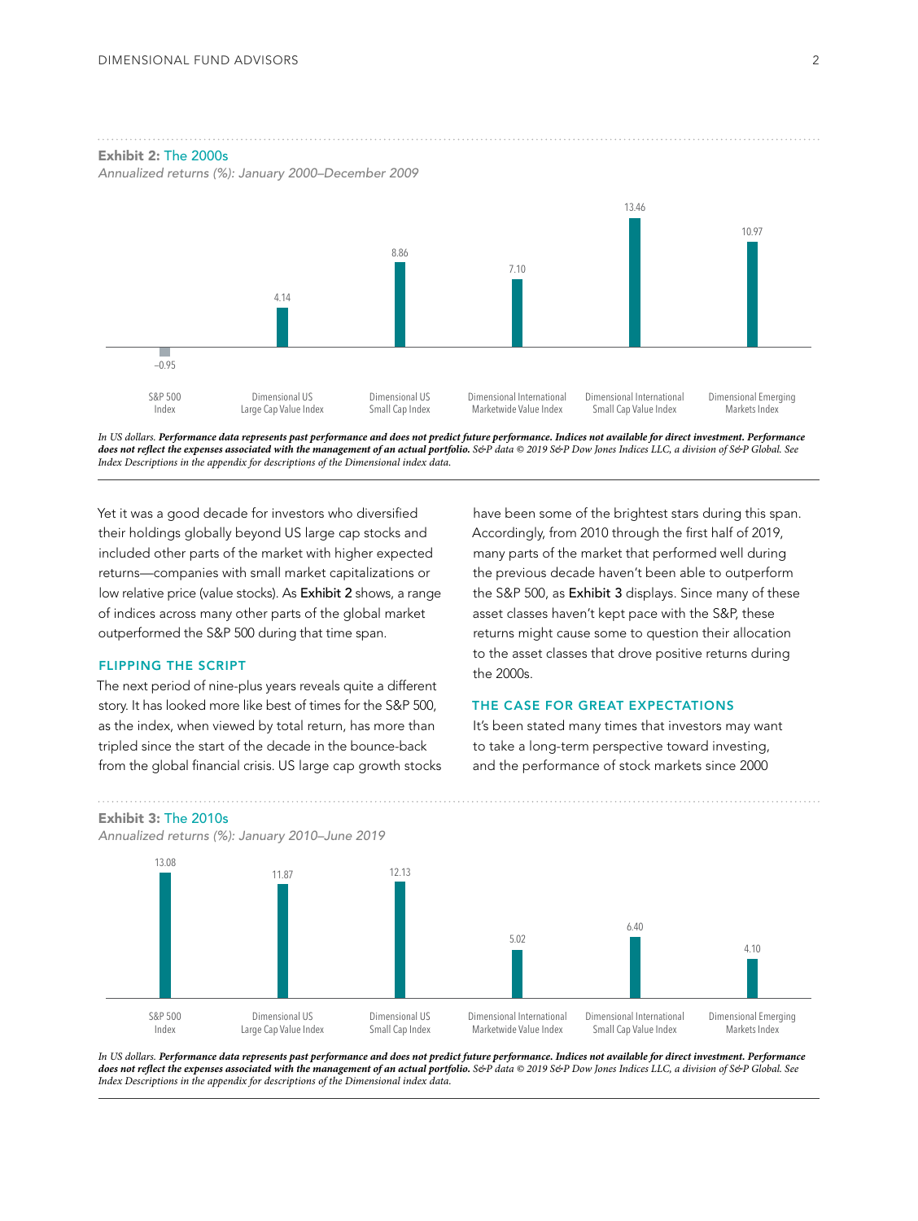**Exhibit 2:** The 2000s

*Annualized returns (%): January 2000–December 2009*

13.46
10.97
8.86
7.10
4.14
–0.95

S&P 500 Index
Dimensional US Large Cap Value Index
Dimensional US Small Cap Index
Dimensional International Marketwide Value Index
Dimensional International Small Cap Value Index
Dimensional Emerging Markets Index

*In US dollars.* ***Performance data represents past performance and does not predict future performance. Indices not available for direct investment. Performance does not reflect the expenses associated with the management of an actual portfolio.*** *S&P data © 2019 S&P Dow Jones Indices LLC, a division of S&P Global. See Index Descriptions in the appendix for descriptions of the Dimensional index data.*

Yet it was a good decade for investors who diversified their holdings globally beyond US large cap stocks and included other parts of the market with higher expected returns—companies with small market capitalizations or low relative price (value stocks). As Exhibit 2 shows, a range of indices across many other parts of the global market outperformed the S&P 500 during that time span.

## FLIPPING THE SCRIPT

The next period of nine-plus years reveals quite a different story. It has looked more like best of times for the S&P 500, as the index, when viewed by total return, has more than tripled since the start of the decade in the bounce-back from the global financial crisis. US large cap growth stocks have been some of the brightest stars during this span. Accordingly, from 2010 through the first half of 2019, many parts of the market that performed well during the previous decade haven't been able to outperform the S&P 500, as Exhibit 3 displays. Since many of these asset classes haven't kept pace with the S&P, these returns might cause some to question their allocation to the asset classes that drove positive returns during the 2000s.

## THE CASE FOR GREAT EXPECTATIONS

It's been stated many times that investors may want to take a long-term perspective toward investing, and the performance of stock markets since 2000

**Exhibit 3:** The 2010s

*Annualized returns (%): January 2010–June 2019*

13.08
11.87
12.13
5.02
6.40
4.10

S&P 500 Index
Dimensional US Large Cap Value Index
Dimensional US Small Cap Index
Dimensional International Marketwide Value Index
Dimensional International Small Cap Value Index
Dimensional Emerging Markets Index

*In US dollars.* ***Performance data represents past performance and does not predict future performance. Indices not available for direct investment. Performance does not reflect the expenses associated with the management of an actual portfolio.*** *S&P data © 2019 S&P Dow Jones Indices LLC, a division of S&P Global. See Index Descriptions in the appendix for descriptions of the Dimensional index data.*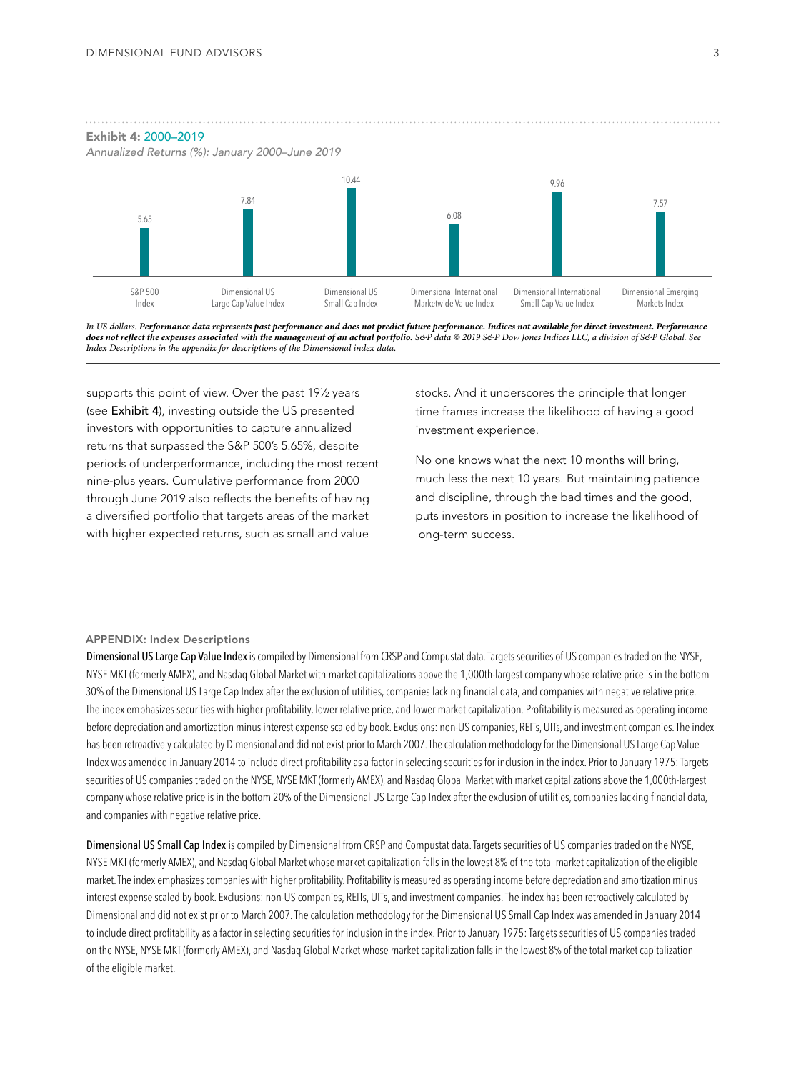**Exhibit 4:** 2000–2019

*Annualized Returns (%): January 2000–June 2019*

5.65
7.84
10.44
6.08
9.96
7.57

S&P 500 Index
Dimensional US Large Cap Value Index
Dimensional US Small Cap Index
Dimensional International Marketwide Value Index
Dimensional International Small Cap Value Index
Dimensional Emerging Markets Index

*In US dollars.* ***Performance data represents past performance and does not predict future performance. Indices not available for direct investment. Performance does not reflect the expenses associated with the management of an actual portfolio.*** *S&P data © 2019 S&P Dow Jones Indices LLC, a division of S&P Global. See Index Descriptions in the appendix for descriptions of the Dimensional index data.*

supports this point of view. Over the past 19½ years (see **Exhibit 4**), investing outside the US presented investors with opportunities to capture annualized returns that surpassed the S&P 500's 5.65%, despite periods of underperformance, including the most recent nine-plus years. Cumulative performance from 2000 through June 2019 also reflects the benefits of having a diversified portfolio that targets areas of the market with higher expected returns, such as small and value stocks. And it underscores the principle that longer time frames increase the likelihood of having a good investment experience.

No one knows what the next 10 months will bring, much less the next 10 years. But maintaining patience and discipline, through the bad times and the good, puts investors in position to increase the likelihood of long-term success.

## APPENDIX: Index Descriptions

**Dimensional US Large Cap Value Index** is compiled by Dimensional from CRSP and Compustat data. Targets securities of US companies traded on the NYSE, NYSE MKT (formerly AMEX), and Nasdaq Global Market with market capitalizations above the 1,000th-largest company whose relative price is in the bottom 30% of the Dimensional US Large Cap Index after the exclusion of utilities, companies lacking financial data, and companies with negative relative price. The index emphasizes securities with higher profitability, lower relative price, and lower market capitalization. Profitability is measured as operating income before depreciation and amortization minus interest expense scaled by book. Exclusions: non-US companies, REITs, UITs, and investment companies. The index has been retroactively calculated by Dimensional and did not exist prior to March 2007. The calculation methodology for the Dimensional US Large Cap Value Index was amended in January 2014 to include direct profitability as a factor in selecting securities for inclusion in the index. Prior to January 1975: Targets securities of US companies traded on the NYSE, NYSE MKT (formerly AMEX), and Nasdaq Global Market with market capitalizations above the 1,000th-largest company whose relative price is in the bottom 20% of the Dimensional US Large Cap Index after the exclusion of utilities, companies lacking financial data, and companies with negative relative price.

**Dimensional US Small Cap Index** is compiled by Dimensional from CRSP and Compustat data. Targets securities of US companies traded on the NYSE, NYSE MKT (formerly AMEX), and Nasdaq Global Market whose market capitalization falls in the lowest 8% of the total market capitalization of the eligible market. The index emphasizes companies with higher profitability. Profitability is measured as operating income before depreciation and amortization minus interest expense scaled by book. Exclusions: non-US companies, REITs, UITs, and investment companies. The index has been retroactively calculated by Dimensional and did not exist prior to March 2007. The calculation methodology for the Dimensional US Small Cap Index was amended in January 2014 to include direct profitability as a factor in selecting securities for inclusion in the index. Prior to January 1975: Targets securities of US companies traded on the NYSE, NYSE MKT (formerly AMEX), and Nasdaq Global Market whose market capitalization falls in the lowest 8% of the total market capitalization of the eligible market.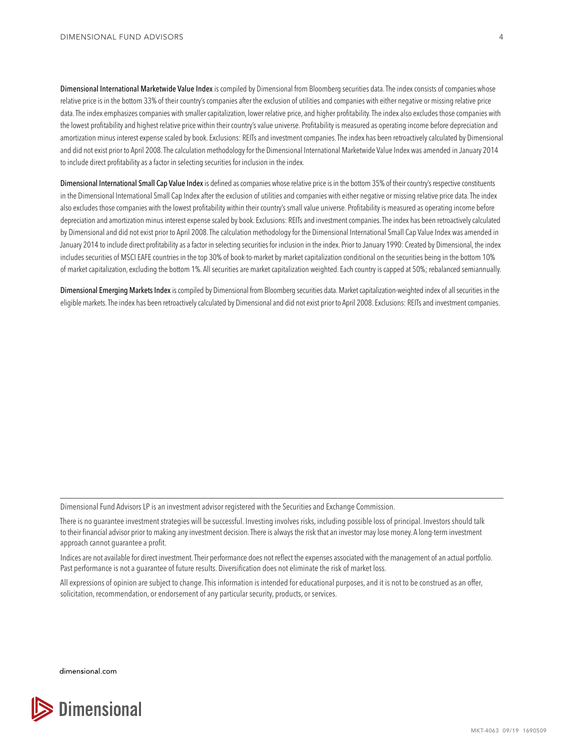**Dimensional International Marketwide Value Index** is compiled by Dimensional from Bloomberg securities data. The index consists of companies whose relative price is in the bottom 33% of their country's companies after the exclusion of utilities and companies with either negative or missing relative price data. The index emphasizes companies with smaller capitalization, lower relative price, and higher profitability. The index also excludes those companies with the lowest profitability and highest relative price within their country's value universe. Profitability is measured as operating income before depreciation and amortization minus interest expense scaled by book. Exclusions: REITs and investment companies. The index has been retroactively calculated by Dimensional and did not exist prior to April 2008. The calculation methodology for the Dimensional International Marketwide Value Index was amended in January 2014 to include direct profitability as a factor in selecting securities for inclusion in the index.

**Dimensional International Small Cap Value Index** is defined as companies whose relative price is in the bottom 35% of their country's respective constituents in the Dimensional International Small Cap Index after the exclusion of utilities and companies with either negative or missing relative price data. The index also excludes those companies with the lowest profitability within their country's small value universe. Profitability is measured as operating income before depreciation and amortization minus interest expense scaled by book. Exclusions: REITs and investment companies. The index has been retroactively calculated by Dimensional and did not exist prior to April 2008. The calculation methodology for the Dimensional International Small Cap Value Index was amended in January 2014 to include direct profitability as a factor in selecting securities for inclusion in the index. Prior to January 1990: Created by Dimensional, the index includes securities of MSCI EAFE countries in the top 30% of book-to-market by market capitalization conditional on the securities being in the bottom 10% of market capitalization, excluding the bottom 1%. All securities are market capitalization weighted. Each country is capped at 50%; rebalanced semiannually.

**Dimensional Emerging Markets Index** is compiled by Dimensional from Bloomberg securities data. Market capitalization-weighted index of all securities in the eligible markets. The index has been retroactively calculated by Dimensional and did not exist prior to April 2008. Exclusions: REITs and investment companies.

---

Dimensional Fund Advisors LP is an investment advisor registered with the Securities and Exchange Commission.

There is no guarantee investment strategies will be successful. Investing involves risks, including possible loss of principal. Investors should talk to their financial advisor prior to making any investment decision. There is always the risk that an investor may lose money. A long-term investment approach cannot guarantee a profit.

Indices are not available for direct investment. Their performance does not reflect the expenses associated with the management of an actual portfolio. Past performance is not a guarantee of future results. Diversification does not eliminate the risk of market loss.

All expressions of opinion are subject to change. This information is intended for educational purposes, and it is not to be construed as an offer, solicitation, recommendation, or endorsement of any particular security, products, or services.

dimensional.com

Dimensional

MKT-4063 09/19 1690509